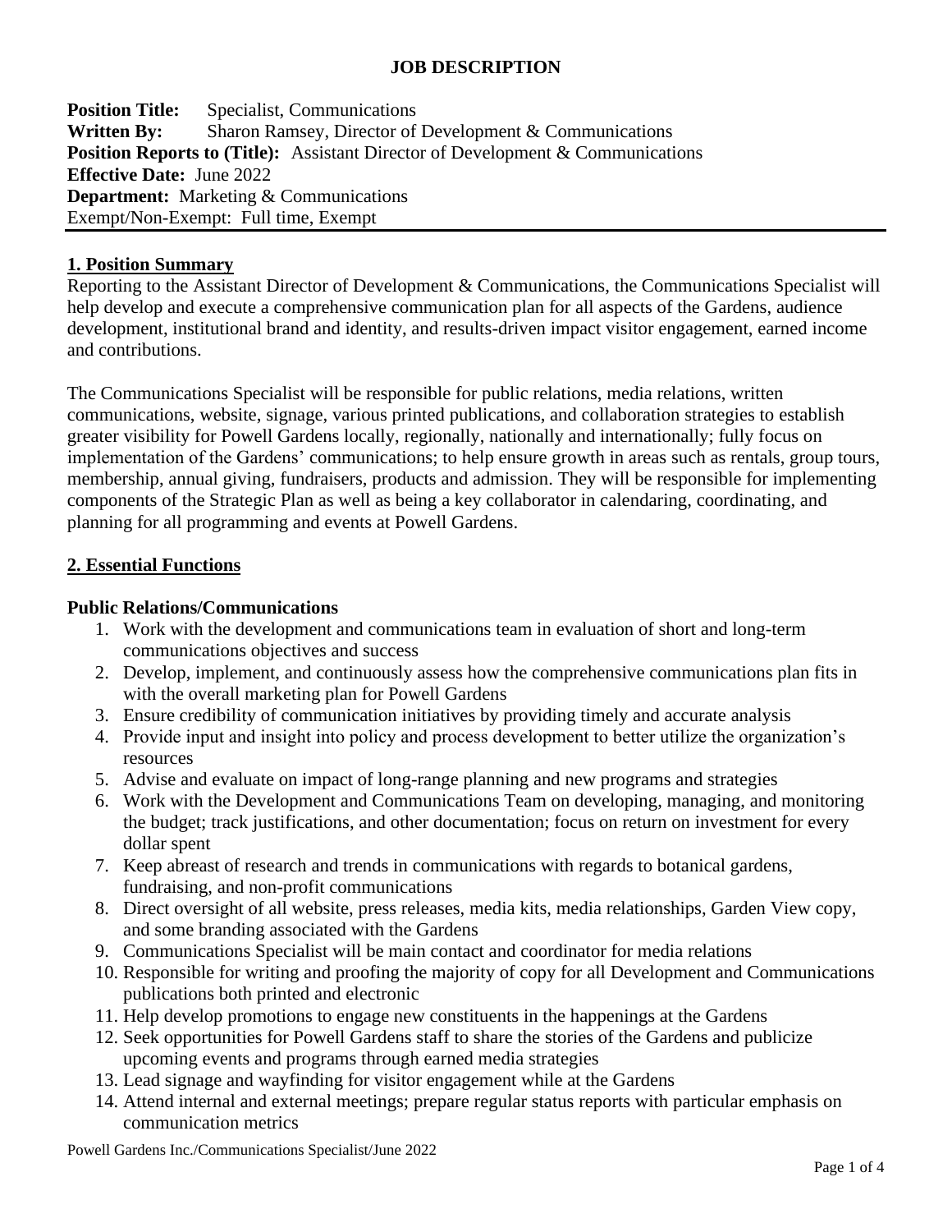# JOB DESCRIPTION

**Position Title:** Specialist, Communications
**Written By:** Sharon Ramsey, Director of Development & Communications
**Position Reports to (Title):** Assistant Director of Development & Communications
**Effective Date:** June 2022
**Department:** Marketing & Communications
Exempt/Non-Exempt: Full time, Exempt

## 1. Position Summary

Reporting to the Assistant Director of Development & Communications, the Communications Specialist will help develop and execute a comprehensive communication plan for all aspects of the Gardens, audience development, institutional brand and identity, and results-driven impact visitor engagement, earned income and contributions.

The Communications Specialist will be responsible for public relations, media relations, written communications, website, signage, various printed publications, and collaboration strategies to establish greater visibility for Powell Gardens locally, regionally, nationally and internationally; fully focus on implementation of the Gardens' communications; to help ensure growth in areas such as rentals, group tours, membership, annual giving, fundraisers, products and admission. They will be responsible for implementing components of the Strategic Plan as well as being a key collaborator in calendaring, coordinating, and planning for all programming and events at Powell Gardens.

## 2. Essential Functions

### Public Relations/Communications

1. Work with the development and communications team in evaluation of short and long-term communications objectives and success
2. Develop, implement, and continuously assess how the comprehensive communications plan fits in with the overall marketing plan for Powell Gardens
3. Ensure credibility of communication initiatives by providing timely and accurate analysis
4. Provide input and insight into policy and process development to better utilize the organization's resources
5. Advise and evaluate on impact of long-range planning and new programs and strategies
6. Work with the Development and Communications Team on developing, managing, and monitoring the budget; track justifications, and other documentation; focus on return on investment for every dollar spent
7. Keep abreast of research and trends in communications with regards to botanical gardens, fundraising, and non-profit communications
8. Direct oversight of all website, press releases, media kits, media relationships, Garden View copy, and some branding associated with the Gardens
9. Communications Specialist will be main contact and coordinator for media relations
10. Responsible for writing and proofing the majority of copy for all Development and Communications publications both printed and electronic
11. Help develop promotions to engage new constituents in the happenings at the Gardens
12. Seek opportunities for Powell Gardens staff to share the stories of the Gardens and publicize upcoming events and programs through earned media strategies
13. Lead signage and wayfinding for visitor engagement while at the Gardens
14. Attend internal and external meetings; prepare regular status reports with particular emphasis on communication metrics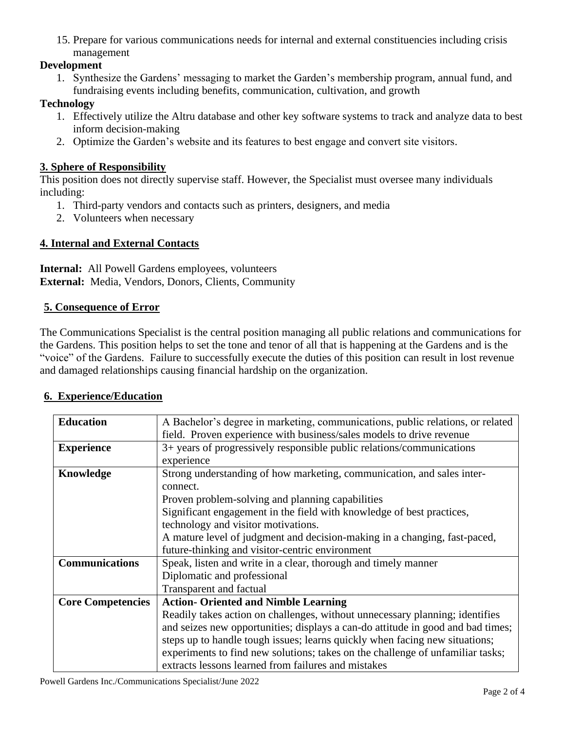15. Prepare for various communications needs for internal and external constituencies including crisis management

**Development**

1. Synthesize the Gardens' messaging to market the Garden's membership program, annual fund, and fundraising events including benefits, communication, cultivation, and growth

**Technology**

1. Effectively utilize the Altru database and other key software systems to track and analyze data to best inform decision-making
2. Optimize the Garden's website and its features to best engage and convert site visitors.

## 3. Sphere of Responsibility

This position does not directly supervise staff. However, the Specialist must oversee many individuals including:

1. Third-party vendors and contacts such as printers, designers, and media
2. Volunteers when necessary

## 4. Internal and External Contacts

**Internal:** All Powell Gardens employees, volunteers
**External:** Media, Vendors, Donors, Clients, Community

## 5. Consequence of Error

The Communications Specialist is the central position managing all public relations and communications for the Gardens. This position helps to set the tone and tenor of all that is happening at the Gardens and is the "voice" of the Gardens. Failure to successfully execute the duties of this position can result in lost revenue and damaged relationships causing financial hardship on the organization.

## 6. Experience/Education

| | |
|---|---|
| **Education** | A Bachelor's degree in marketing, communications, public relations, or related field. Proven experience with business/sales models to drive revenue |
| **Experience** | 3+ years of progressively responsible public relations/communications experience |
| **Knowledge** | Strong understanding of how marketing, communication, and sales inter-connect.<br>Proven problem-solving and planning capabilities<br>Significant engagement in the field with knowledge of best practices, technology and visitor motivations.<br>A mature level of judgment and decision-making in a changing, fast-paced, future-thinking and visitor-centric environment |
| **Communications** | Speak, listen and write in a clear, thorough and timely manner<br>Diplomatic and professional<br>Transparent and factual |
| **Core Competencies** | **Action- Oriented and Nimble Learning**<br>Readily takes action on challenges, without unnecessary planning; identifies and seizes new opportunities; displays a can-do attitude in good and bad times; steps up to handle tough issues; learns quickly when facing new situations; experiments to find new solutions; takes on the challenge of unfamiliar tasks; extracts lessons learned from failures and mistakes |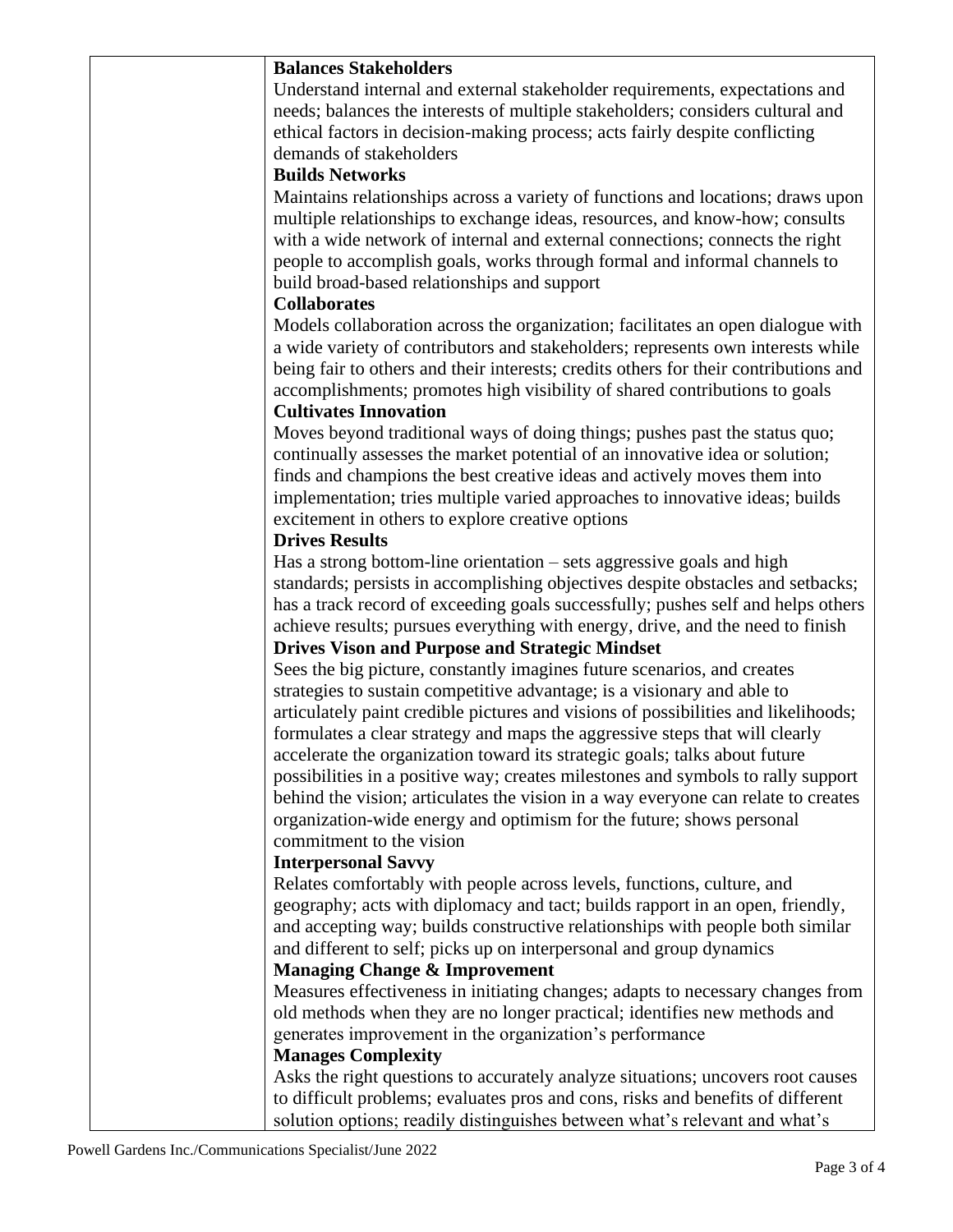| | |
|---|---|
| | **Balances Stakeholders**<br>Understand internal and external stakeholder requirements, expectations and needs; balances the interests of multiple stakeholders; considers cultural and ethical factors in decision-making process; acts fairly despite conflicting demands of stakeholders<br>**Builds Networks**<br>Maintains relationships across a variety of functions and locations; draws upon multiple relationships to exchange ideas, resources, and know-how; consults with a wide network of internal and external connections; connects the right people to accomplish goals, works through formal and informal channels to build broad-based relationships and support<br>**Collaborates**<br>Models collaboration across the organization; facilitates an open dialogue with a wide variety of contributors and stakeholders; represents own interests while being fair to others and their interests; credits others for their contributions and accomplishments; promotes high visibility of shared contributions to goals<br>**Cultivates Innovation**<br>Moves beyond traditional ways of doing things; pushes past the status quo; continually assesses the market potential of an innovative idea or solution; finds and champions the best creative ideas and actively moves them into implementation; tries multiple varied approaches to innovative ideas; builds excitement in others to explore creative options<br>**Drives Results**<br>Has a strong bottom-line orientation – sets aggressive goals and high standards; persists in accomplishing objectives despite obstacles and setbacks; has a track record of exceeding goals successfully; pushes self and helps others achieve results; pursues everything with energy, drive, and the need to finish<br>**Drives Vison and Purpose and Strategic Mindset**<br>Sees the big picture, constantly imagines future scenarios, and creates strategies to sustain competitive advantage; is a visionary and able to articulately paint credible pictures and visions of possibilities and likelihoods; formulates a clear strategy and maps the aggressive steps that will clearly accelerate the organization toward its strategic goals; talks about future possibilities in a positive way; creates milestones and symbols to rally support behind the vision; articulates the vision in a way everyone can relate to creates organization-wide energy and optimism for the future; shows personal commitment to the vision<br>**Interpersonal Savvy**<br>Relates comfortably with people across levels, functions, culture, and geography; acts with diplomacy and tact; builds rapport in an open, friendly, and accepting way; builds constructive relationships with people both similar and different to self; picks up on interpersonal and group dynamics<br>**Managing Change & Improvement**<br>Measures effectiveness in initiating changes; adapts to necessary changes from old methods when they are no longer practical; identifies new methods and generates improvement in the organization's performance<br>**Manages Complexity**<br>Asks the right questions to accurately analyze situations; uncovers root causes to difficult problems; evaluates pros and cons, risks and benefits of different solution options; readily distinguishes between what's relevant and what's |

Powell Gardens Inc./Communications Specialist/June 2022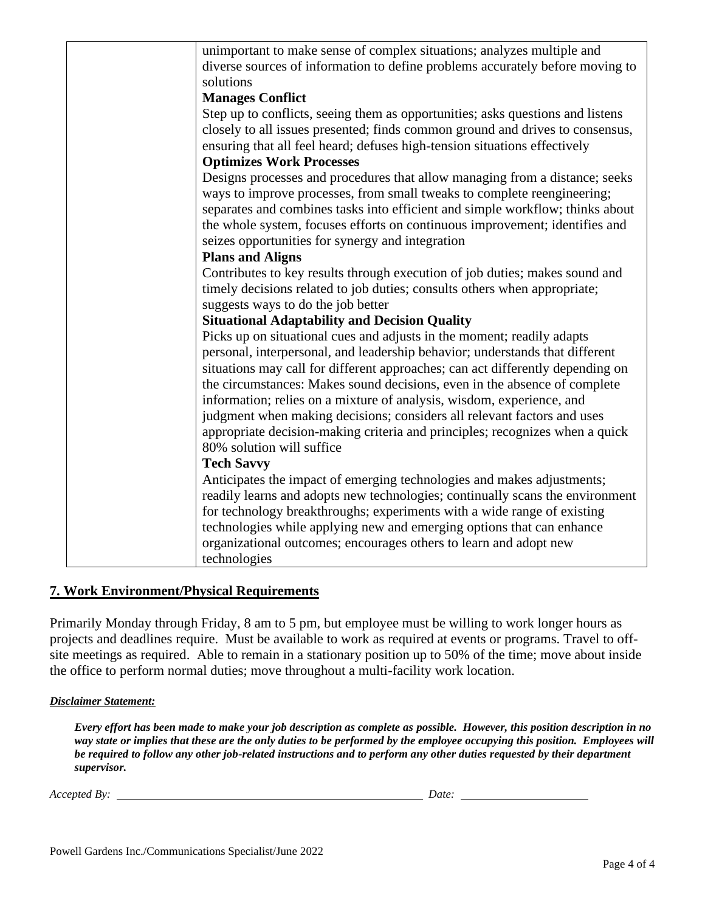| | |
|---|---|
| | unimportant to make sense of complex situations; analyzes multiple and diverse sources of information to define problems accurately before moving to solutions<br>**Manages Conflict**<br>Step up to conflicts, seeing them as opportunities; asks questions and listens closely to all issues presented; finds common ground and drives to consensus, ensuring that all feel heard; defuses high-tension situations effectively<br>**Optimizes Work Processes**<br>Designs processes and procedures that allow managing from a distance; seeks ways to improve processes, from small tweaks to complete reengineering; separates and combines tasks into efficient and simple workflow; thinks about the whole system, focuses efforts on continuous improvement; identifies and seizes opportunities for synergy and integration<br>**Plans and Aligns**<br>Contributes to key results through execution of job duties; makes sound and timely decisions related to job duties; consults others when appropriate; suggests ways to do the job better<br>**Situational Adaptability and Decision Quality**<br>Picks up on situational cues and adjusts in the moment; readily adapts personal, interpersonal, and leadership behavior; understands that different situations may call for different approaches; can act differently depending on the circumstances: Makes sound decisions, even in the absence of complete information; relies on a mixture of analysis, wisdom, experience, and judgment when making decisions; considers all relevant factors and uses appropriate decision-making criteria and principles; recognizes when a quick 80% solution will suffice<br>**Tech Savvy**<br>Anticipates the impact of emerging technologies and makes adjustments; readily learns and adopts new technologies; continually scans the environment for technology breakthroughs; experiments with a wide range of existing technologies while applying new and emerging options that can enhance organizational outcomes; encourages others to learn and adopt new technologies |

## 7. Work Environment/Physical Requirements

Primarily Monday through Friday, 8 am to 5 pm, but employee must be willing to work longer hours as projects and deadlines require. Must be available to work as required at events or programs. Travel to off-site meetings as required. Able to remain in a stationary position up to 50% of the time; move about inside the office to perform normal duties; move throughout a multi-facility work location.

***Disclaimer Statement:***

***Every effort has been made to make your job description as complete as possible. However, this position description in no way state or implies that these are the only duties to be performed by the employee occupying this position. Employees will be required to follow any other job-related instructions and to perform any other duties requested by their department supervisor.***

*Accepted By:* ______________________________ *Date:* ________________

Powell Gardens Inc./Communications Specialist/June 2022